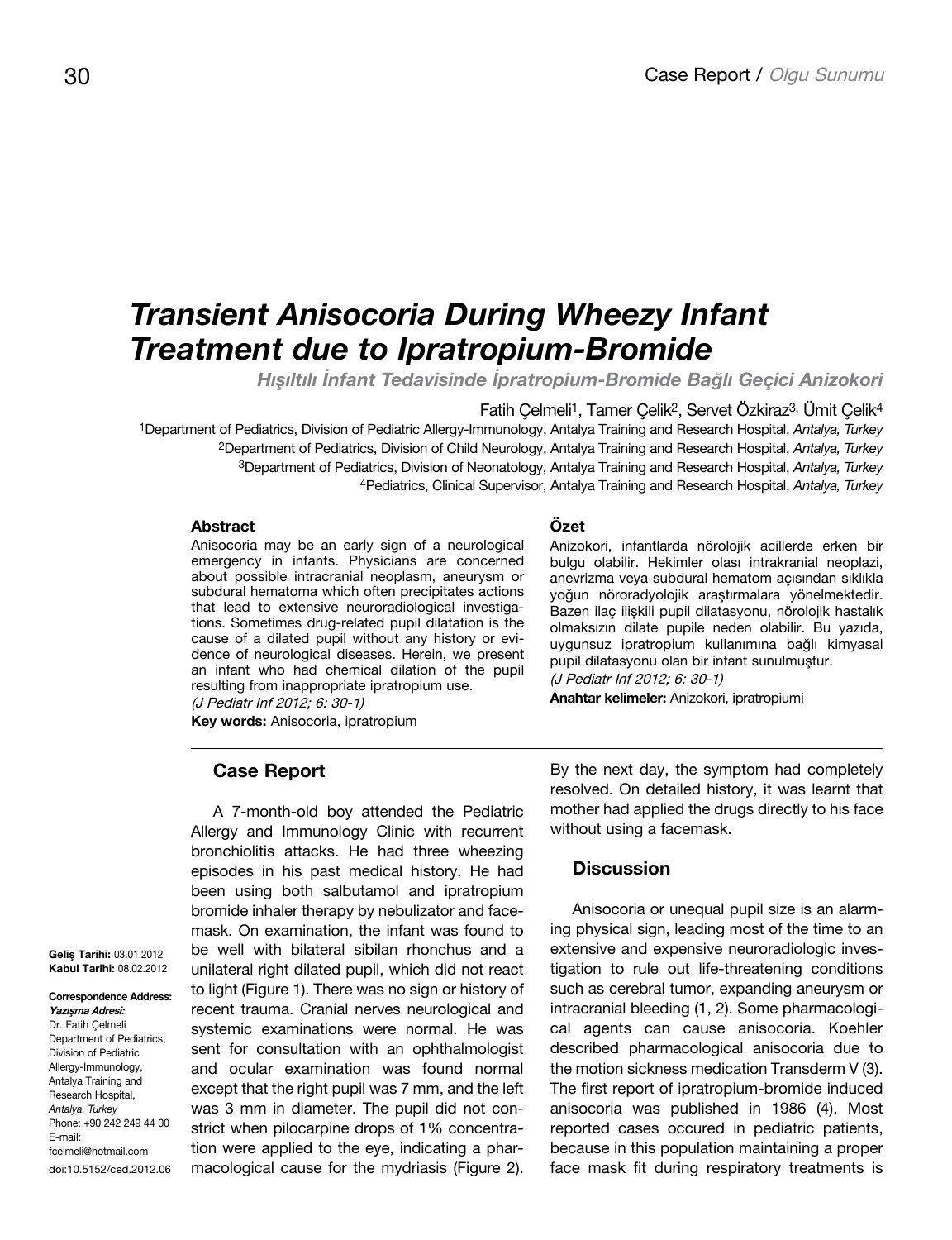# Transient Anisocoria During Wheezy Infant Treatment due to Ipratropium-Bromide

## *Hışıltılı İnfant Tedavisinde İpratropium-Bromide Bağlı Geçici Anizokori*

Fatih Çelmeli[1], Tamer Çelik[2], Servet Özkiraz[3], Ümit Çelik[4]

[1]Department of Pediatrics, Division of Pediatric Allergy-Immunology, Antalya Training and Research Hospital, *Antalya, Turkey*
[2]Department of Pediatrics, Division of Child Neurology, Antalya Training and Research Hospital, *Antalya, Turkey*
[3]Department of Pediatrics, Division of Neonatology, Antalya Training and Research Hospital, *Antalya, Turkey*
[4]Pediatrics, Clinical Supervisor, Antalya Training and Research Hospital, *Antalya, Turkey*

#### Abstract

Anisocoria may be an early sign of a neurological emergency in infants. Physicians are concerned about possible intracranial neoplasm, aneurysm or subdural hematoma which often precipitates actions that lead to extensive neuroradiological investigations. Sometimes drug-related pupil dilatation is the cause of a dilated pupil without any history or evidence of neurological diseases. Herein, we present an infant who had chemical dilation of the pupil resulting from inappropriate ipratropium use.
*(J Pediatr Inf 2012; 6: 30-1)*

**Key words:** Anisocoria, ipratropium

#### Özet

Anizokori, infantlarda nörolojik acillerde erken bir bulgu olabilir. Hekimler olası intrakranial neoplazi, anevrizma veya subdural hematom açısından sıklıkla yoğun nöroradyolojik araştırmalara yönelmektedir. Bazen ilaç ilişkili pupil dilatasyonu, nörolojik hastalık olmaksızın dilate pupile neden olabilir. Bu yazıda, uygunsuz ipratropium kullanımına bağlı kimyasal pupil dilatasyonu olan bir infant sunulmuştur.
*(J Pediatr Inf 2012; 6: 30-1)*

**Anahtar kelimeler:** Anizokori, ipratropiumi

**Geliş Tarihi:** 03.01.2012
**Kabul Tarihi:** 08.02.2012

**Correspondence Address:**
***Yazışma Adresi:***
Dr. Fatih Çelmeli
Department of Pediatrics,
Division of Pediatric
Allergy-Immunology,
Antalya Training and
Research Hospital,
*Antalya, Turkey*
Phone: +90 242 249 44 00
E-mail:
fcelmeli@hotmail.com
doi:10.5152/ced.2012.06

## Case Report

A 7-month-old boy attended the Pediatric Allergy and Immunology Clinic with recurrent bronchiolitis attacks. He had three wheezing episodes in his past medical history. He had been using both salbutamol and ipratropium bromide inhaler therapy by nebulizator and facemask. On examination, the infant was found to be well with bilateral sibilan rhonchus and a unilateral right dilated pupil, which did not react to light (Figure 1). There was no sign or history of recent trauma. Cranial nerves neurological and systemic examinations were normal. He was sent for consultation with an ophthalmologist and ocular examination was found normal except that the right pupil was 7 mm, and the left was 3 mm in diameter. The pupil did not constrict when pilocarpine drops of 1% concentration were applied to the eye, indicating a pharmacological cause for the mydriasis (Figure 2). By the next day, the symptom had completely resolved. On detailed history, it was learnt that mother had applied the drugs directly to his face without using a facemask.

## Discussion

Anisocoria or unequal pupil size is an alarming physical sign, leading most of the time to an extensive and expensive neuroradiologic investigation to rule out life-threatening conditions such as cerebral tumor, expanding aneurysm or intracranial bleeding (1, 2). Some pharmacological agents can cause anisocoria. Koehler described pharmacological anisocoria due to the motion sickness medication Transderm V (3). The first report of ipratropium-bromide induced anisocoria was published in 1986 (4). Most reported cases occured in pediatric patients, because in this population maintaining a proper face mask fit during respiratory treatments is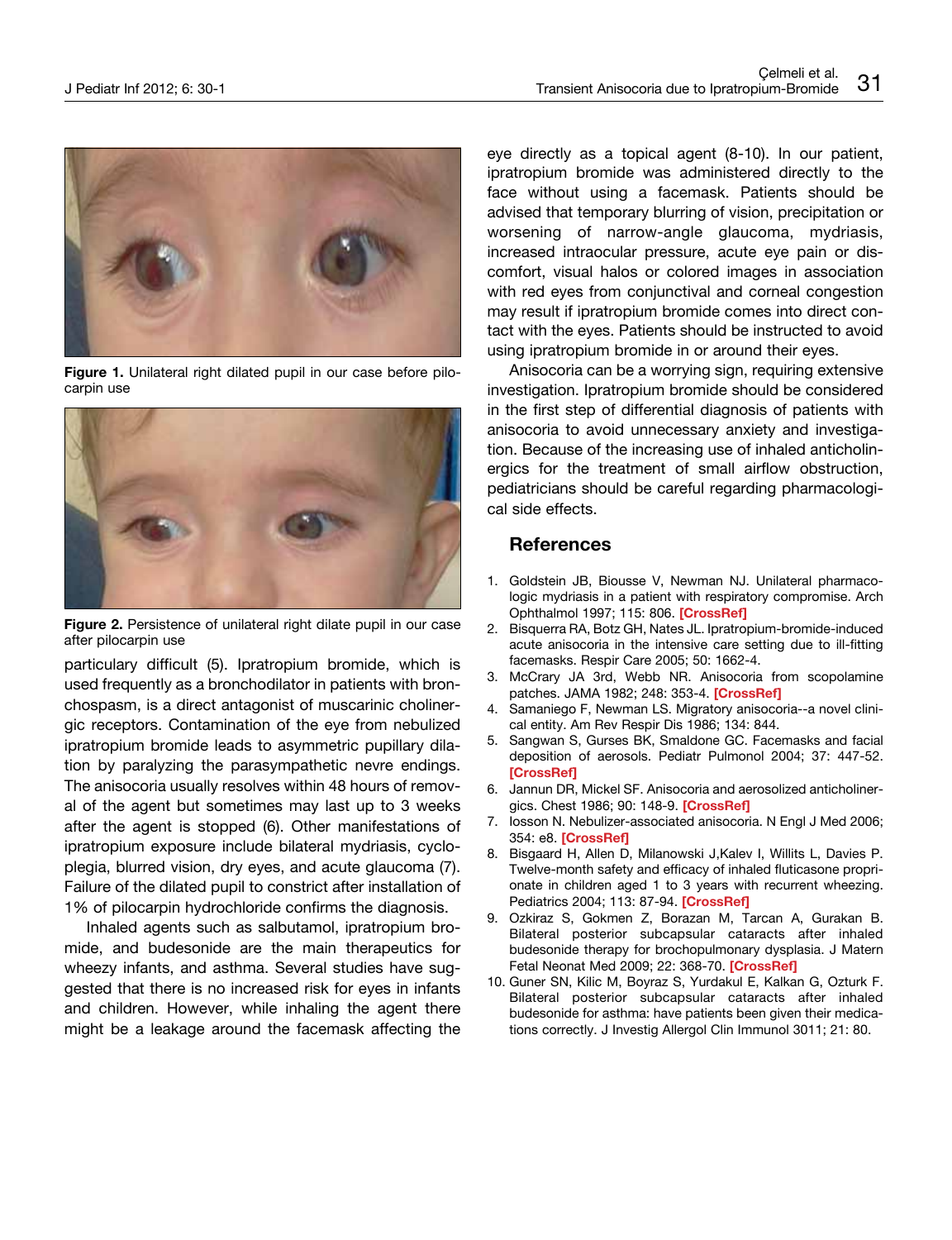Figure 1. Unilateral right dilated pupil in our case before pilocarpin use

Figure 2. Persistence of unilateral right dilate pupil in our case after pilocarpin use

particulary difficult (5). Ipratropium bromide, which is used frequently as a bronchodilator in patients with bronchospasm, is a direct antagonist of muscarinic cholinergic receptors. Contamination of the eye from nebulized ipratropium bromide leads to asymmetric pupillary dilation by paralyzing the parasympathetic nevre endings. The anisocoria usually resolves within 48 hours of removal of the agent but sometimes may last up to 3 weeks after the agent is stopped (6). Other manifestations of ipratropium exposure include bilateral mydriasis, cycloplegia, blurred vision, dry eyes, and acute glaucoma (7). Failure of the dilated pupil to constrict after installation of 1% of pilocarpin hydrochloride confirms the diagnosis.

Inhaled agents such as salbutamol, ipratropium bromide, and budesonide are the main therapeutics for wheezy infants, and asthma. Several studies have suggested that there is no increased risk for eyes in infants and children. However, while inhaling the agent there might be a leakage around the facemask affecting the eye directly as a topical agent (8-10). In our patient, ipratropium bromide was administered directly to the face without using a facemask. Patients should be advised that temporary blurring of vision, precipitation or worsening of narrow-angle glaucoma, mydriasis, increased intraocular pressure, acute eye pain or discomfort, visual halos or colored images in association with red eyes from conjunctival and corneal congestion may result if ipratropium bromide comes into direct contact with the eyes. Patients should be instructed to avoid using ipratropium bromide in or around their eyes.

Anisocoria can be a worrying sign, requiring extensive investigation. Ipratropium bromide should be considered in the first step of differential diagnosis of patients with anisocoria to avoid unnecessary anxiety and investigation. Because of the increasing use of inhaled anticholinergics for the treatment of small airflow obstruction, pediatricians should be careful regarding pharmacological side effects.

## References

1. Goldstein JB, Biousse V, Newman NJ. Unilateral pharmacologic mydriasis in a patient with respiratory compromise. Arch Ophthalmol 1997; 115: 806. [CrossRef]
2. Bisquerra RA, Botz GH, Nates JL. Ipratropium-bromide-induced acute anisocoria in the intensive care setting due to ill-fitting facemasks. Respir Care 2005; 50: 1662-4.
3. McCrary JA 3rd, Webb NR. Anisocoria from scopolamine patches. JAMA 1982; 248: 353-4. [CrossRef]
4. Samaniego F, Newman LS. Migratory anisocoria--a novel clinical entity. Am Rev Respir Dis 1986; 134: 844.
5. Sangwan S, Gurses BK, Smaldone GC. Facemasks and facial deposition of aerosols. Pediatr Pulmonol 2004; 37: 447-52. [CrossRef]
6. Jannun DR, Mickel SF. Anisocoria and aerosolized anticholinergics. Chest 1986; 90: 148-9. [CrossRef]
7. Iosson N. Nebulizer-associated anisocoria. N Engl J Med 2006; 354: e8. [CrossRef]
8. Bisgaard H, Allen D, Milanowski J,Kalev I, Willits L, Davies P. Twelve-month safety and efficacy of inhaled fluticasone propri-onate in children aged 1 to 3 years with recurrent wheezing. Pediatrics 2004; 113: 87-94. [CrossRef]
9. Ozkiraz S, Gokmen Z, Borazan M, Tarcan A, Gurakan B. Bilateral posterior subcapsular cataracts after inhaled budesonide therapy for brochopulmonary dysplasia. J Matern Fetal Neonat Med 2009; 22: 368-70. [CrossRef]
10. Guner SN, Kilic M, Boyraz S, Yurdakul E, Kalkan G, Ozturk F. Bilateral posterior subcapsular cataracts after inhaled budesonide for asthma: have patients been given their medications correctly. J Investig Allergol Clin Immunol 3011; 21: 80.